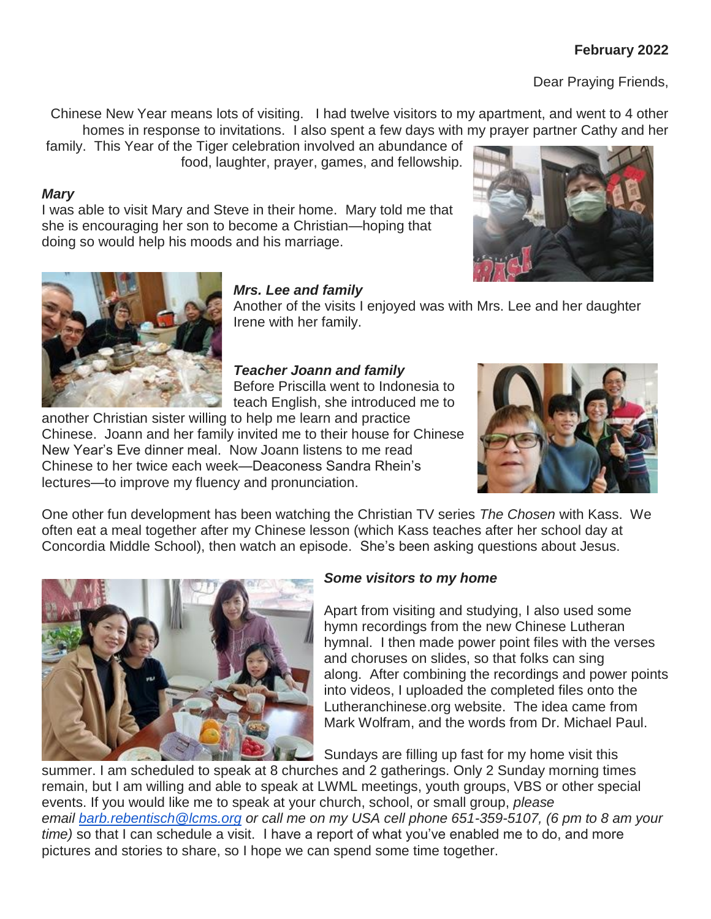**February 2022**

Dear Praying Friends,

Chinese New Year means lots of visiting. I had twelve visitors to my apartment, and went to 4 other homes in response to invitations. I also spent a few days with my prayer partner Cathy and her family. This Year of the Tiger celebration involved an abundance of food, laughter, prayer, games, and fellowship.

***Mary***

I was able to visit Mary and Steve in their home. Mary told me that she is encouraging her son to become a Christian—hoping that doing so would help his moods and his marriage.

***Mrs. Lee and family***

Another of the visits I enjoyed was with Mrs. Lee and her daughter Irene with her family.

***Teacher Joann and family***

Before Priscilla went to Indonesia to teach English, she introduced me to another Christian sister willing to help me learn and practice Chinese. Joann and her family invited me to their house for Chinese New Year's Eve dinner meal. Now Joann listens to me read Chinese to her twice each week—Deaconess Sandra Rhein's lectures—to improve my fluency and pronunciation.

One other fun development has been watching the Christian TV series *The Chosen* with Kass. We often eat a meal together after my Chinese lesson (which Kass teaches after her school day at Concordia Middle School), then watch an episode. She's been asking questions about Jesus.

***Some visitors to my home***

Apart from visiting and studying, I also used some hymn recordings from the new Chinese Lutheran hymnal. I then made power point files with the verses and choruses on slides, so that folks can sing along. After combining the recordings and power points into videos, I uploaded the completed files onto the Lutheranchinese.org website. The idea came from Mark Wolfram, and the words from Dr. Michael Paul.

Sundays are filling up fast for my home visit this summer. I am scheduled to speak at 8 churches and 2 gatherings. Only 2 Sunday morning times remain, but I am willing and able to speak at LWML meetings, youth groups, VBS or other special events. If you would like me to speak at your church, school, or small group, *please email [barb.rebentisch@lcms.org](mailto:barb.rebentisch@lcms.org) or call me on my USA cell phone 651-359-5107, (6 pm to 8 am your time)* so that I can schedule a visit. I have a report of what you've enabled me to do, and more pictures and stories to share, so I hope we can spend some time together.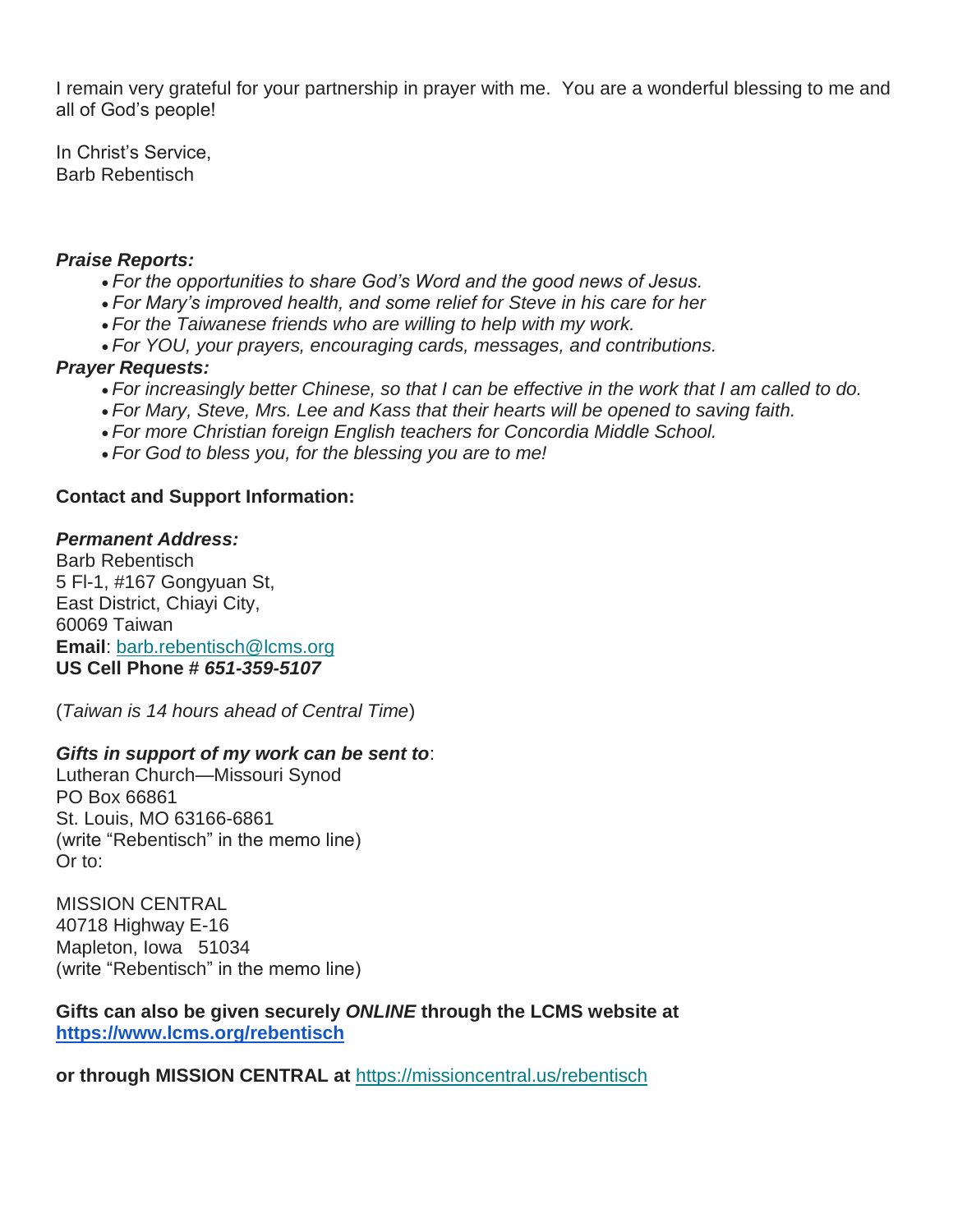I remain very grateful for your partnership in prayer with me. You are a wonderful blessing to me and all of God's people!

In Christ's Service,
Barb Rebentisch

***Praise Reports:***

- *For the opportunities to share God's Word and the good news of Jesus.*
- *For Mary's improved health, and some relief for Steve in his care for her*
- *For the Taiwanese friends who are willing to help with my work.*
- *For YOU, your prayers, encouraging cards, messages, and contributions.*

***Prayer Requests:***

- *For increasingly better Chinese, so that I can be effective in the work that I am called to do.*
- *For Mary, Steve, Mrs. Lee and Kass that their hearts will be opened to saving faith.*
- *For more Christian foreign English teachers for Concordia Middle School.*
- *For God to bless you, for the blessing you are to me!*

**Contact and Support Information:**

***Permanent Address:***
Barb Rebentisch
5 Fl-1, #167 Gongyuan St,
East District, Chiayi City,
60069 Taiwan
**Email**: barb.rebentisch@lcms.org
**US Cell Phone #** ***651-359-5107***

(*Taiwan is 14 hours ahead of Central Time*)

***Gifts in support of my work can be sent to***:
Lutheran Church—Missouri Synod
PO Box 66861
St. Louis, MO 63166-6861
(write "Rebentisch" in the memo line)
Or to:

MISSION CENTRAL
40718 Highway E-16
Mapleton, Iowa 51034
(write "Rebentisch" in the memo line)

**Gifts can also be given securely *ONLINE* through the LCMS website at https://www.lcms.org/rebentisch**

**or through MISSION CENTRAL at** https://missioncentral.us/rebentisch